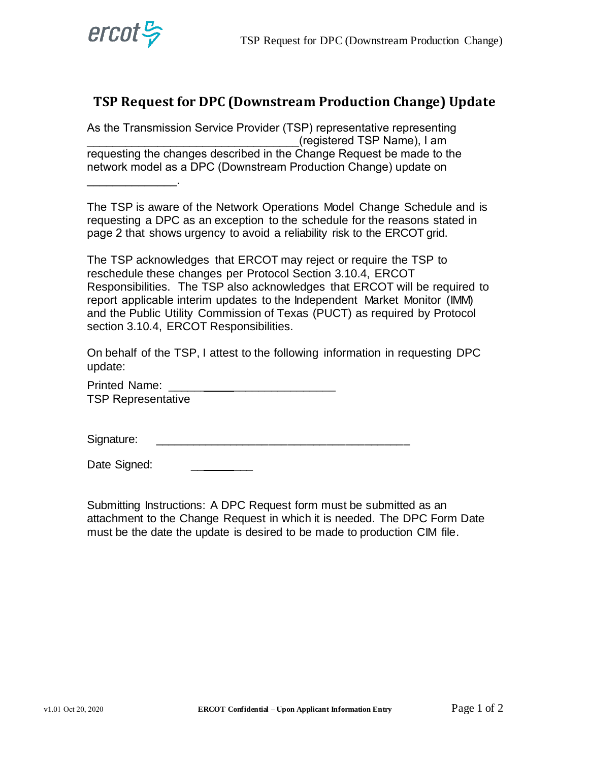# TSP Request for DPC (Downstream Production Change) Update

As the Transmission Service Provider (TSP) representative representing _________________________________(registered TSP Name), I am requesting the changes described in the Change Request be made to the network model as a DPC (Downstream Production Change) update on ______________.

The TSP is aware of the Network Operations Model Change Schedule and is requesting a DPC as an exception to the schedule for the reasons stated in page 2 that shows urgency to avoid a reliability risk to the ERCOT grid.

The TSP acknowledges that ERCOT may reject or require the TSP to reschedule these changes per Protocol Section 3.10.4, ERCOT Responsibilities. The TSP also acknowledges that ERCOT will be required to report applicable interim updates to the Independent Market Monitor (IMM) and the Public Utility Commission of Texas (PUCT) as required by Protocol section 3.10.4, ERCOT Responsibilities.

On behalf of the TSP, I attest to the following information in requesting DPC update:

Printed Name: __________________________
TSP Representative

Signature: ________________________________________

Date Signed: __________

Submitting Instructions: A DPC Request form must be submitted as an attachment to the Change Request in which it is needed. The DPC Form Date must be the date the update is desired to be made to production CIM file.

v1.01 Oct 20, 2020 **ERCOT Confidential – Upon Applicant Information Entry**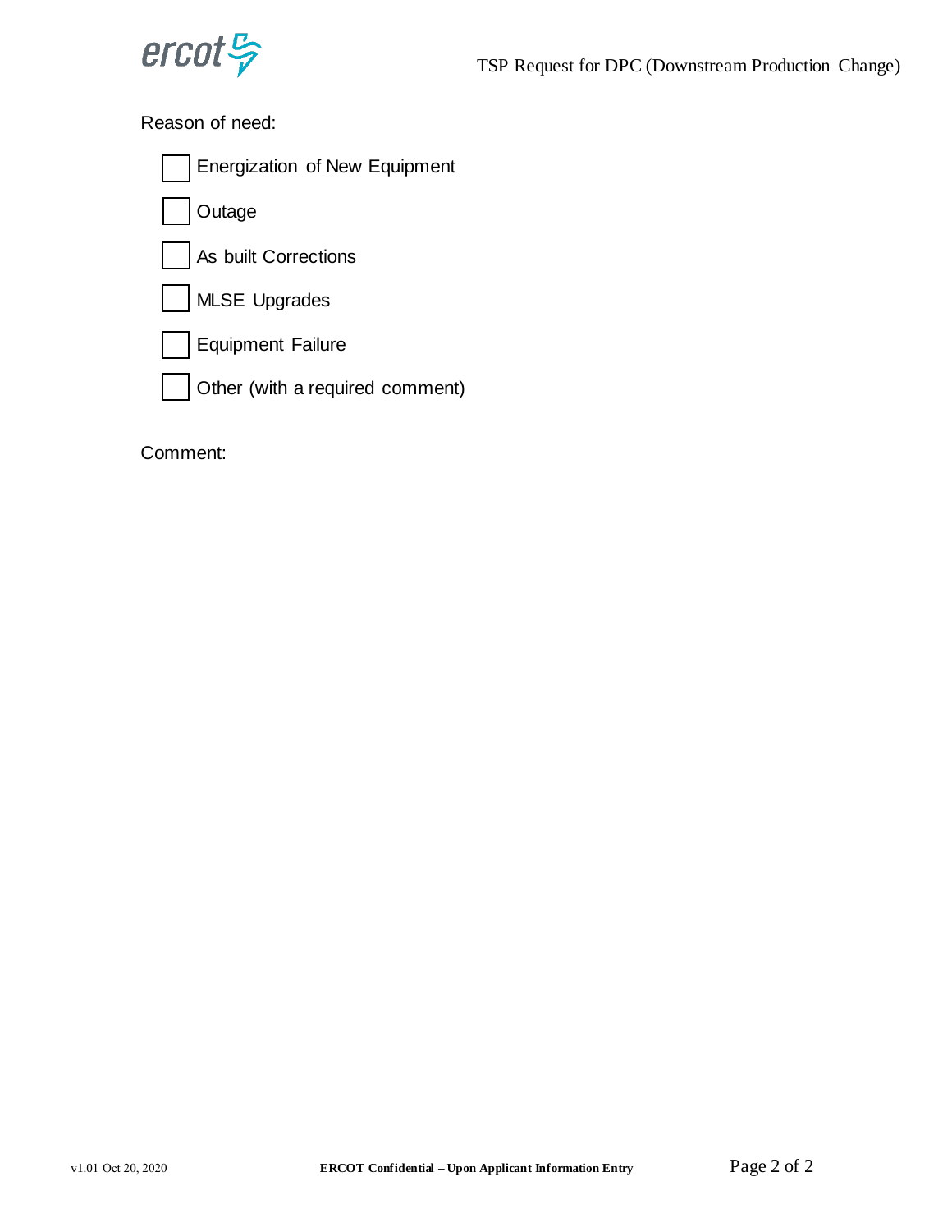Reason of need:

- [ ] Energization of New Equipment
- [ ] Outage
- [ ] As built Corrections
- [ ] MLSE Upgrades
- [ ] Equipment Failure
- [ ] Other (with a required comment)

Comment: